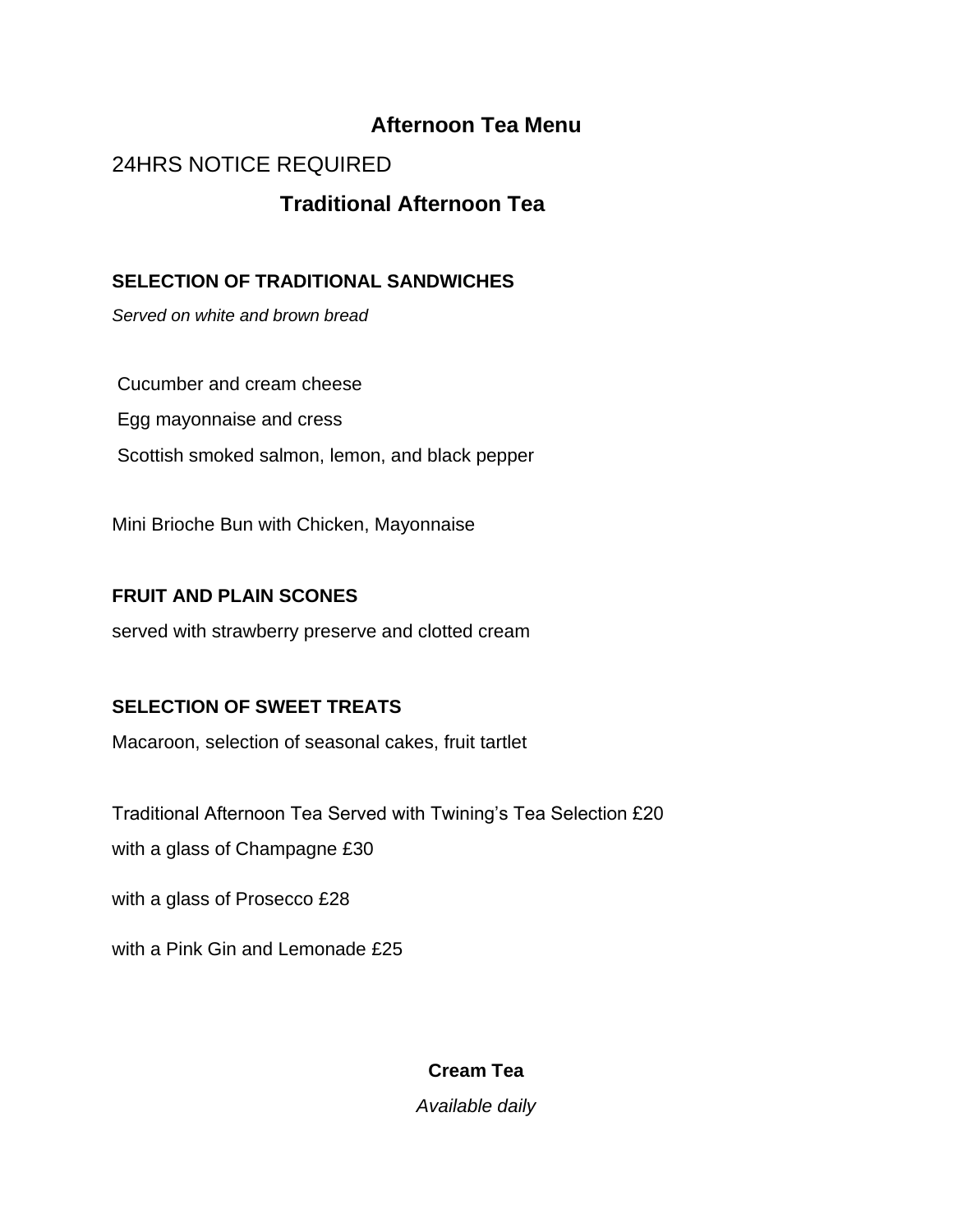# Afternoon Tea Menu

24HRS NOTICE REQUIRED

## Traditional Afternoon Tea

**SELECTION OF TRADITIONAL SANDWICHES**

*Served on white and brown bread*

Cucumber and cream cheese

Egg mayonnaise and cress

Scottish smoked salmon, lemon, and black pepper

Mini Brioche Bun with Chicken, Mayonnaise

**FRUIT AND PLAIN SCONES**

served with strawberry preserve and clotted cream

**SELECTION OF SWEET TREATS**

Macaroon, selection of seasonal cakes, fruit tartlet

Traditional Afternoon Tea Served with Twining's Tea Selection £20

with a glass of Champagne £30

with a glass of Prosecco £28

with a Pink Gin and Lemonade £25

## Cream Tea

*Available daily*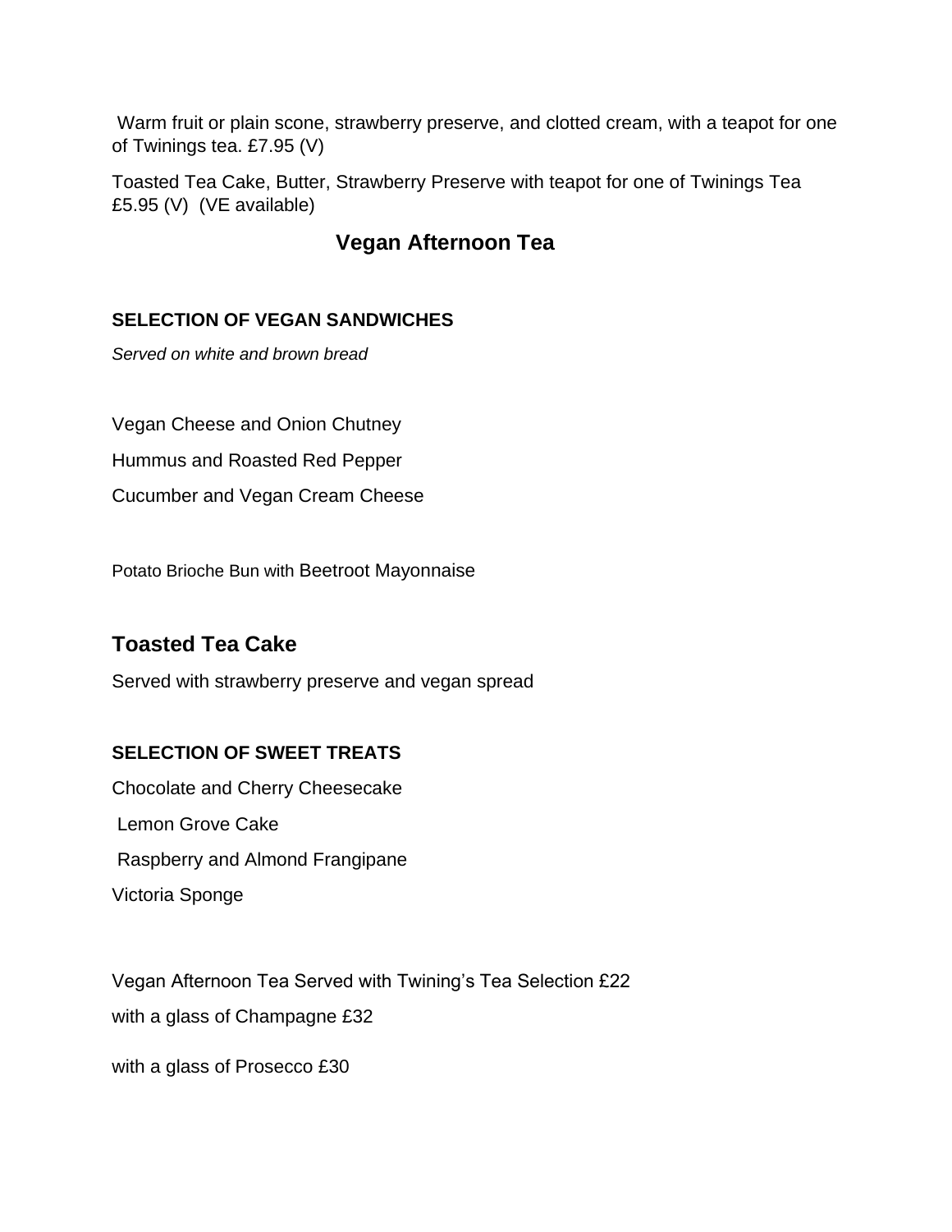Warm fruit or plain scone, strawberry preserve, and clotted cream, with a teapot for one of Twinings tea. £7.95 (V)

Toasted Tea Cake, Butter, Strawberry Preserve with teapot for one of Twinings Tea £5.95 (V) (VE available)

## Vegan Afternoon Tea

**SELECTION OF VEGAN SANDWICHES**

*Served on white and brown bread*

Vegan Cheese and Onion Chutney

Hummus and Roasted Red Pepper

Cucumber and Vegan Cream Cheese

Potato Brioche Bun with Beetroot Mayonnaise

## Toasted Tea Cake

Served with strawberry preserve and vegan spread

**SELECTION OF SWEET TREATS**

Chocolate and Cherry Cheesecake

Lemon Grove Cake

Raspberry and Almond Frangipane

Victoria Sponge

Vegan Afternoon Tea Served with Twining's Tea Selection £22

with a glass of Champagne £32

with a glass of Prosecco £30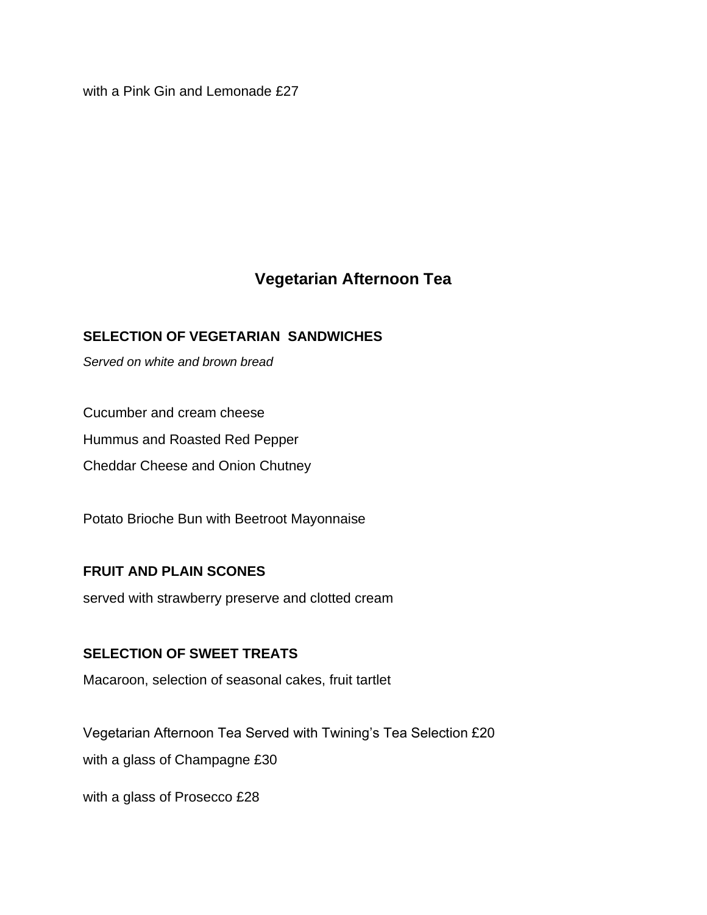with a Pink Gin and Lemonade £27

## Vegetarian Afternoon Tea

**SELECTION OF VEGETARIAN SANDWICHES**

*Served on white and brown bread*

Cucumber and cream cheese

Hummus and Roasted Red Pepper

Cheddar Cheese and Onion Chutney

Potato Brioche Bun with Beetroot Mayonnaise

**FRUIT AND PLAIN SCONES**

served with strawberry preserve and clotted cream

**SELECTION OF SWEET TREATS**

Macaroon, selection of seasonal cakes, fruit tartlet

Vegetarian Afternoon Tea Served with Twining's Tea Selection £20

with a glass of Champagne £30

with a glass of Prosecco £28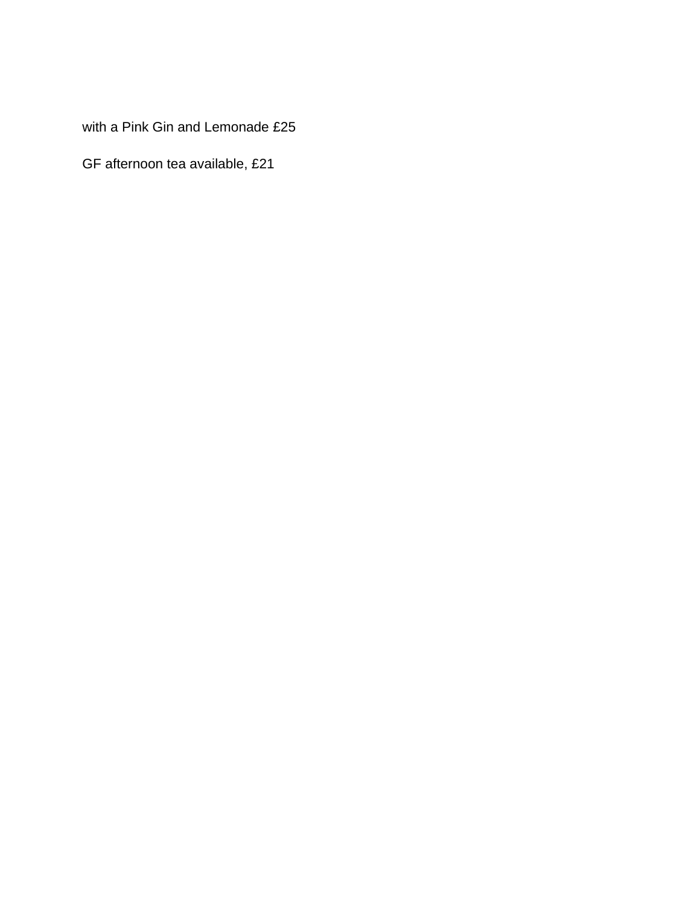with a Pink Gin and Lemonade £25

GF afternoon tea available, £21